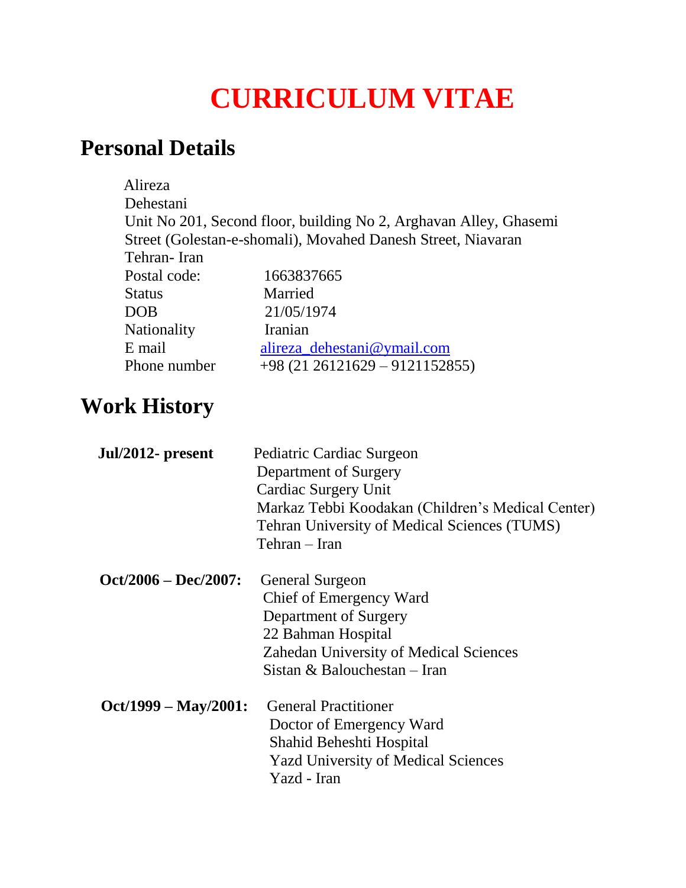# CURRICULUM VITAE

## Personal Details

Alireza
Dehestani
Unit No 201, Second floor, building No 2, Arghavan Alley, Ghasemi Street (Golestan-e-shomali), Movahed Danesh Street, Niavaran
Tehran- Iran

| | |
|---|---|
| Postal code: | 1663837665 |
| Status | Married |
| DOB | 21/05/1974 |
| Nationality | Iranian |
| E mail | alireza_dehestani@ymail.com |
| Phone number | +98 (21 26121629 – 9121152855) |

## Work History

**Jul/2012- present**
Pediatric Cardiac Surgeon
Department of Surgery
Cardiac Surgery Unit
Markaz Tebbi Koodakan (Children's Medical Center)
Tehran University of Medical Sciences (TUMS)
Tehran – Iran

**Oct/2006 – Dec/2007:**
General Surgeon
Chief of Emergency Ward
Department of Surgery
22 Bahman Hospital
Zahedan University of Medical Sciences
Sistan & Balouchestan – Iran

**Oct/1999 – May/2001:**
General Practitioner
Doctor of Emergency Ward
Shahid Beheshti Hospital
Yazd University of Medical Sciences
Yazd - Iran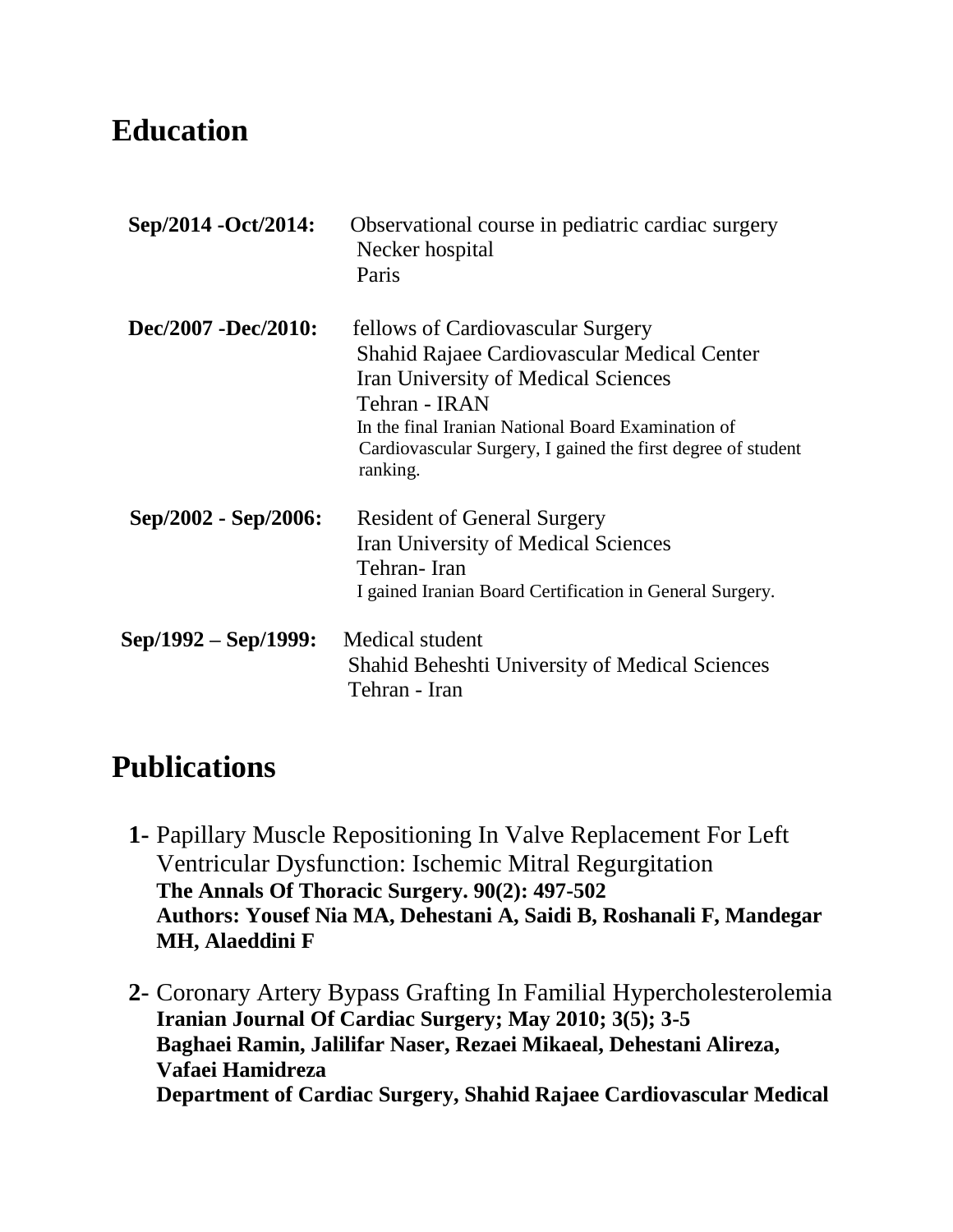## Education

**Sep/2014 -Oct/2014:** Observational course in pediatric cardiac surgery
Necker hospital
Paris

**Dec/2007 -Dec/2010:** fellows of Cardiovascular Surgery
Shahid Rajaee Cardiovascular Medical Center
Iran University of Medical Sciences
Tehran - IRAN
In the final Iranian National Board Examination of Cardiovascular Surgery, I gained the first degree of student ranking.

**Sep/2002 - Sep/2006:** Resident of General Surgery
Iran University of Medical Sciences
Tehran- Iran
I gained Iranian Board Certification in General Surgery.

**Sep/1992 – Sep/1999:** Medical student
Shahid Beheshti University of Medical Sciences
Tehran - Iran

## Publications

**1-** Papillary Muscle Repositioning In Valve Replacement For Left Ventricular Dysfunction: Ischemic Mitral Regurgitation
**The Annals Of Thoracic Surgery. 90(2): 497-502**
**Authors: Yousef Nia MA, Dehestani A, Saidi B, Roshanali F, Mandegar MH, Alaeddini F**

**2-** Coronary Artery Bypass Grafting In Familial Hypercholesterolemia
**Iranian Journal Of Cardiac Surgery; May 2010; 3(5); 3-5**
**Baghaei Ramin, Jalilifar Naser, Rezaei Mikaeal, Dehestani Alireza, Vafaei Hamidreza**
**Department of Cardiac Surgery, Shahid Rajaee Cardiovascular Medical**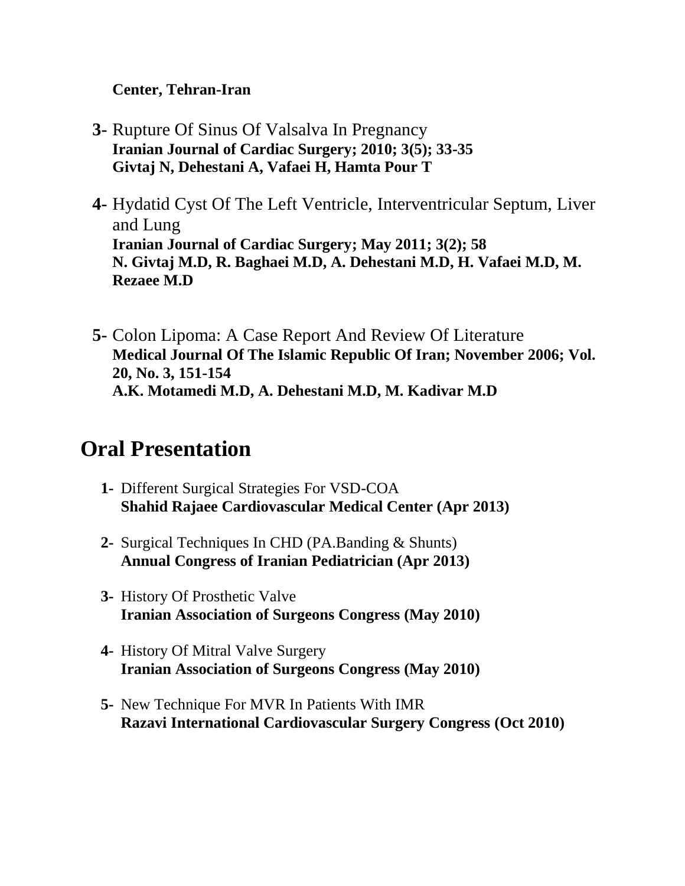**Center, Tehran-Iran**

3- Rupture Of Sinus Of Valsalva In Pregnancy
**Iranian Journal of Cardiac Surgery; 2010; 3(5); 33-35**
**Givtaj N, Dehestani A, Vafaei H, Hamta Pour T**

4- Hydatid Cyst Of The Left Ventricle, Interventricular Septum, Liver and Lung
**Iranian Journal of Cardiac Surgery; May 2011; 3(2); 58**
**N. Givtaj M.D, R. Baghaei M.D, A. Dehestani M.D, H. Vafaei M.D, M. Rezaee M.D**

5- Colon Lipoma: A Case Report And Review Of Literature
**Medical Journal Of The Islamic Republic Of Iran; November 2006; Vol. 20, No. 3, 151-154**
**A.K. Motamedi M.D, A. Dehestani M.D, M. Kadivar M.D**

# Oral Presentation

1- Different Surgical Strategies For VSD-COA
**Shahid Rajaee Cardiovascular Medical Center (Apr 2013)**

2- Surgical Techniques In CHD (PA.Banding & Shunts)
**Annual Congress of Iranian Pediatrician (Apr 2013)**

3- History Of Prosthetic Valve
**Iranian Association of Surgeons Congress (May 2010)**

4- History Of Mitral Valve Surgery
**Iranian Association of Surgeons Congress (May 2010)**

5- New Technique For MVR In Patients With IMR
**Razavi International Cardiovascular Surgery Congress (Oct 2010)**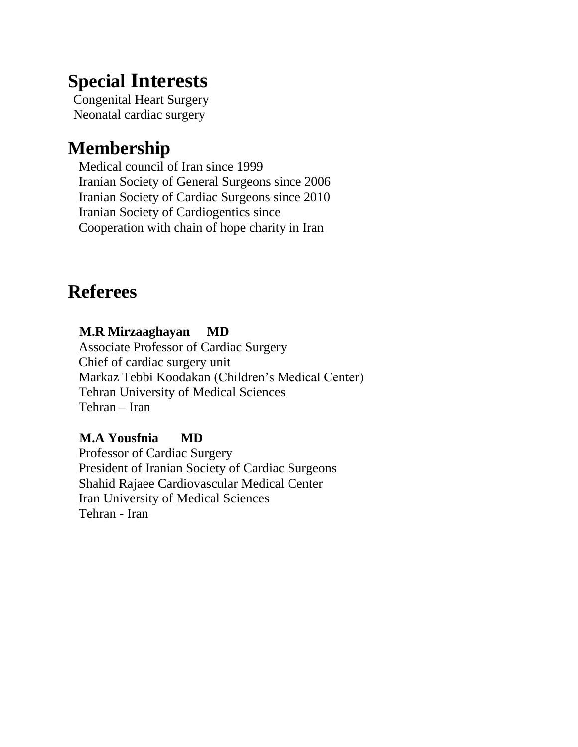## Special Interests

Congenital Heart Surgery
Neonatal cardiac surgery

## Membership

Medical council of Iran since 1999
Iranian Society of General Surgeons since 2006
Iranian Society of Cardiac Surgeons since 2010
Iranian Society of Cardiogentics since
Cooperation with chain of hope charity in Iran

## Referees

**M.R Mirzaaghayan MD**
Associate Professor of Cardiac Surgery
Chief of cardiac surgery unit
Markaz Tebbi Koodakan (Children's Medical Center)
Tehran University of Medical Sciences
Tehran – Iran

**M.A Yousfnia MD**
Professor of Cardiac Surgery
President of Iranian Society of Cardiac Surgeons
Shahid Rajaee Cardiovascular Medical Center
Iran University of Medical Sciences
Tehran - Iran